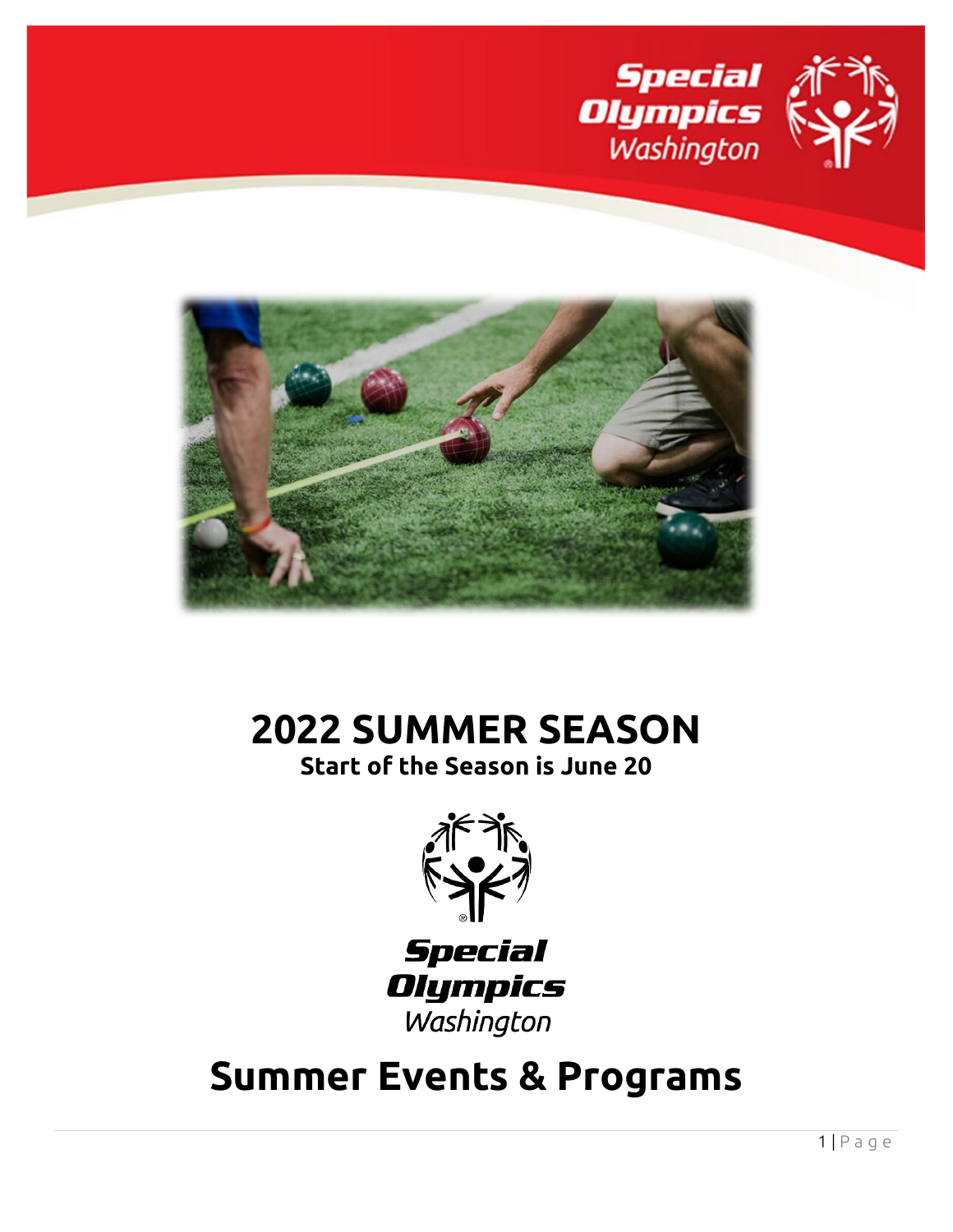Special Olympics Washington

# 2022 SUMMER SEASON

**Start of the Season is June 20**

Special Olympics Washington

# Summer Events & Programs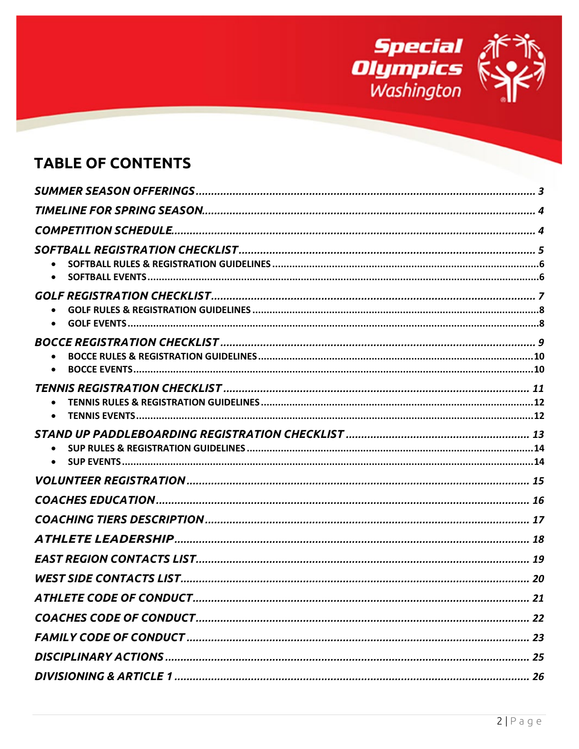# TABLE OF CONTENTS

*SUMMER SEASON OFFERINGS* ..... 3

*TIMELINE FOR SPRING SEASON* ..... 4

*COMPETITION SCHEDULE* ..... 4

*SOFTBALL REGISTRATION CHECKLIST* ..... 5

- SOFTBALL RULES & REGISTRATION GUIDELINES ..... 6
- SOFTBALL EVENTS ..... 6

*GOLF REGISTRATION CHECKLIST* ..... 7

- GOLF RULES & REGISTRATION GUIDELINES ..... 8
- GOLF EVENTS ..... 8

*BOCCE REGISTRATION CHECKLIST* ..... 9

- BOCCE RULES & REGISTRATION GUIDELINES ..... 10
- BOCCE EVENTS ..... 10

*TENNIS REGISTRATION CHECKLIST* ..... 11

- TENNIS RULES & REGISTRATION GUIDELINES ..... 12
- TENNIS EVENTS ..... 12

*STAND UP PADDLEBOARDING REGISTRATION CHECKLIST* ..... 13

- SUP RULES & REGISTRATION GUIDELINES ..... 14
- SUP EVENTS ..... 14

*VOLUNTEER REGISTRATION* ..... 15

*COACHES EDUCATION* ..... 16

*COACHING TIERS DESCRIPTION* ..... 17

*ATHLETE LEADERSHIP* ..... 18

*EAST REGION CONTACTS LIST* ..... 19

*WEST SIDE CONTACTS LIST* ..... 20

*ATHLETE CODE OF CONDUCT* ..... 21

*COACHES CODE OF CONDUCT* ..... 22

*FAMILY CODE OF CONDUCT* ..... 23

*DISCIPLINARY ACTIONS* ..... 25

*DIVISIONING & ARTICLE 1* ..... 26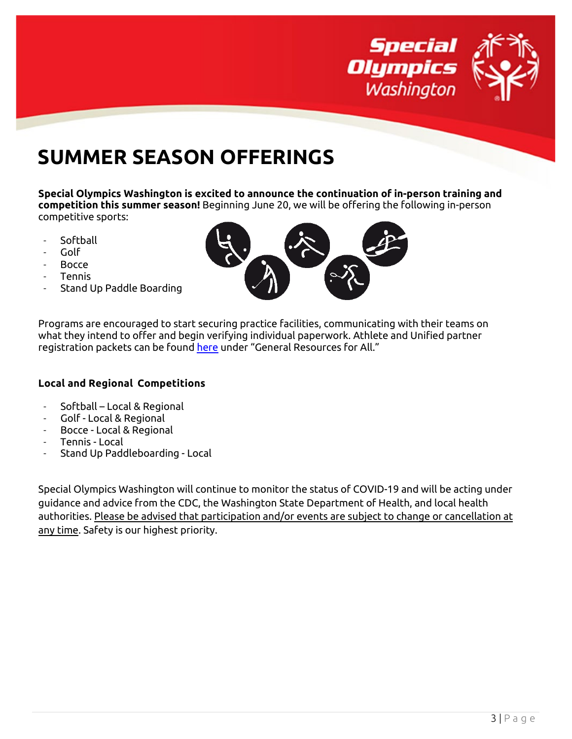# SUMMER SEASON OFFERINGS

**Special Olympics Washington is excited to announce the continuation of in-person training and competition this summer season!** Beginning June 20, we will be offering the following in-person competitive sports:

- Softball
- Golf
- Bocce
- Tennis
- Stand Up Paddle Boarding

Programs are encouraged to start securing practice facilities, communicating with their teams on what they intend to offer and begin verifying individual paperwork. Athlete and Unified partner registration packets can be found here under "General Resources for All."

**Local and Regional Competitions**

- Softball – Local & Regional
- Golf - Local & Regional
- Bocce - Local & Regional
- Tennis - Local
- Stand Up Paddleboarding - Local

Special Olympics Washington will continue to monitor the status of COVID-19 and will be acting under guidance and advice from the CDC, the Washington State Department of Health, and local health authorities. Please be advised that participation and/or events are subject to change or cancellation at any time. Safety is our highest priority.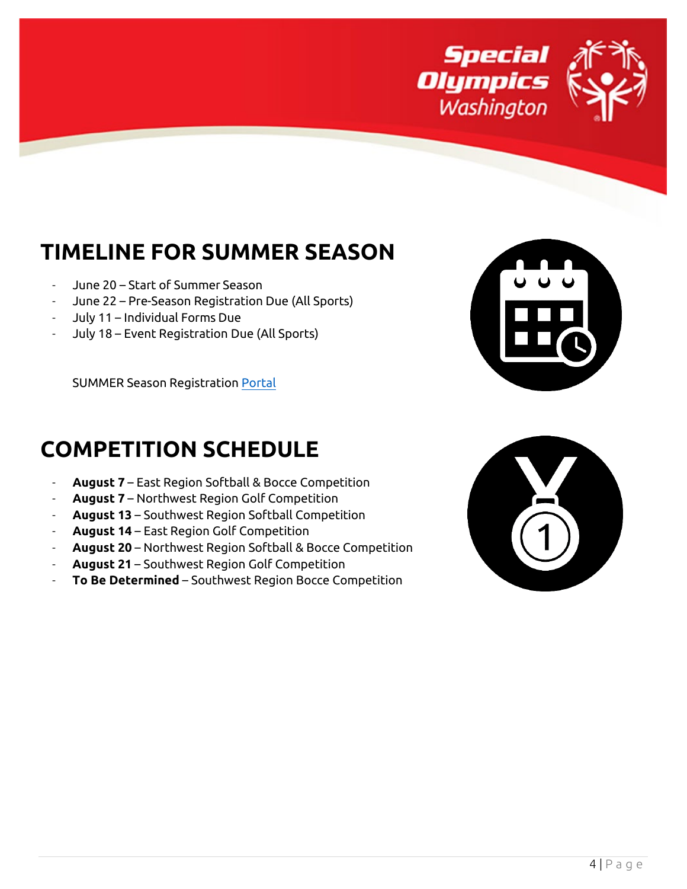## TIMELINE FOR SUMMER SEASON

- June 20 – Start of Summer Season
- June 22 – Pre-Season Registration Due (All Sports)
- July 11 – Individual Forms Due
- July 18 – Event Registration Due (All Sports)

SUMMER Season Registration Portal

## COMPETITION SCHEDULE

- **August 7** – East Region Softball & Bocce Competition
- **August 7** – Northwest Region Golf Competition
- **August 13** – Southwest Region Softball Competition
- **August 14** – East Region Golf Competition
- **August 20** – Northwest Region Softball & Bocce Competition
- **August 21** – Southwest Region Golf Competition
- **To Be Determined** – Southwest Region Bocce Competition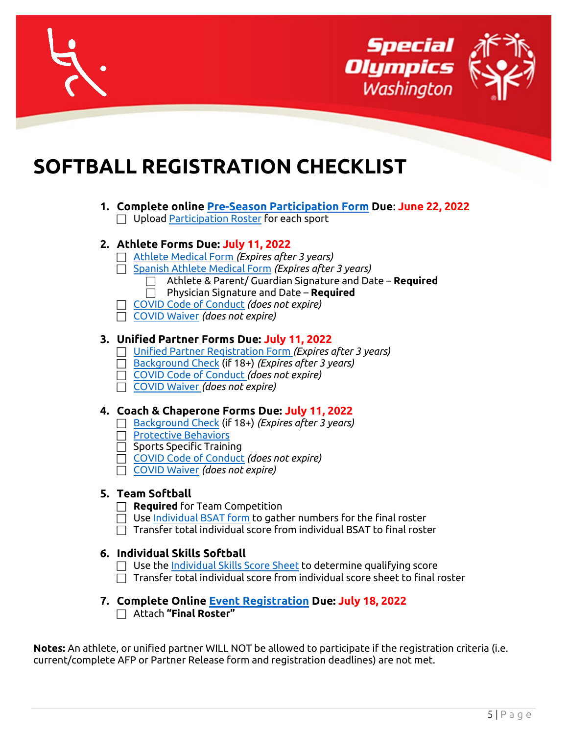# SOFTBALL REGISTRATION CHECKLIST

1. **Complete online Pre-Season Participation Form Due: June 22, 2022**
   - ☐ Upload Participation Roster for each sport

2. **Athlete Forms Due: July 11, 2022**
   - ☐ Athlete Medical Form *(Expires after 3 years)*
   - ☐ Spanish Athlete Medical Form *(Expires after 3 years)*
     - ☐ Athlete & Parent/ Guardian Signature and Date – **Required**
     - ☐ Physician Signature and Date – **Required**
   - ☐ COVID Code of Conduct *(does not expire)*
   - ☐ COVID Waiver *(does not expire)*

3. **Unified Partner Forms Due: July 11, 2022**
   - ☐ Unified Partner Registration Form *(Expires after 3 years)*
   - ☐ Background Check (if 18+) *(Expires after 3 years)*
   - ☐ COVID Code of Conduct *(does not expire)*
   - ☐ COVID Waiver *(does not expire)*

4. **Coach & Chaperone Forms Due: July 11, 2022**
   - ☐ Background Check (if 18+) *(Expires after 3 years)*
   - ☐ Protective Behaviors
   - ☐ Sports Specific Training
   - ☐ COVID Code of Conduct *(does not expire)*
   - ☐ COVID Waiver *(does not expire)*

5. **Team Softball**
   - ☐ **Required** for Team Competition
   - ☐ Use Individual BSAT form to gather numbers for the final roster
   - ☐ Transfer total individual score from individual BSAT to final roster

6. **Individual Skills Softball**
   - ☐ Use the Individual Skills Score Sheet to determine qualifying score
   - ☐ Transfer total individual score from individual score sheet to final roster

7. **Complete Online Event Registration Due: July 18, 2022**
   - ☐ Attach **"Final Roster"**

**Notes:** An athlete, or unified partner WILL NOT be allowed to participate if the registration criteria (i.e. current/complete AFP or Partner Release form and registration deadlines) are not met.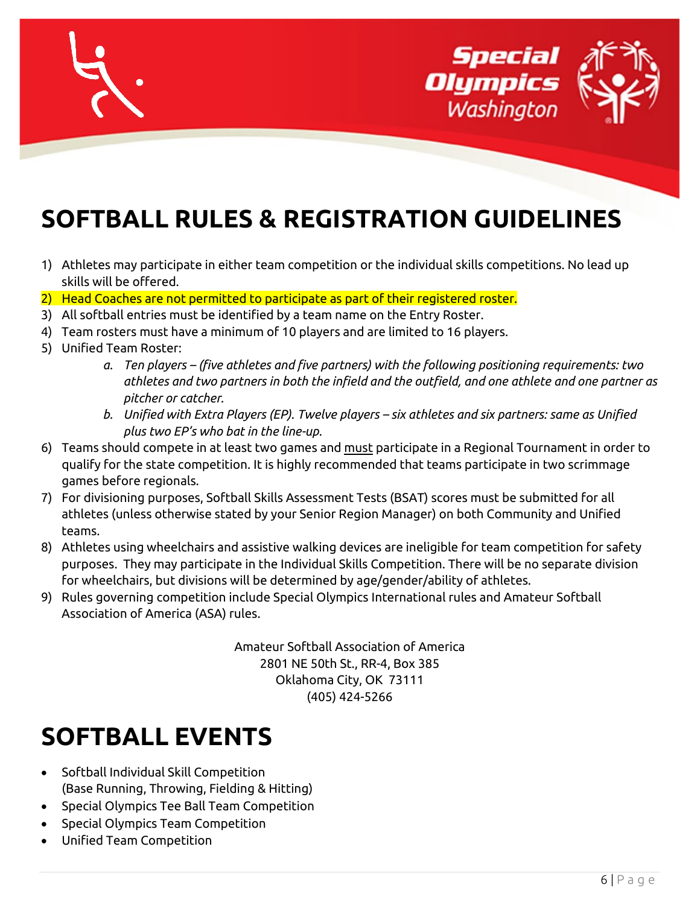# SOFTBALL RULES & REGISTRATION GUIDELINES

1) Athletes may participate in either team competition or the individual skills competitions. No lead up skills will be offered.
2) Head Coaches are not permitted to participate as part of their registered roster.
3) All softball entries must be identified by a team name on the Entry Roster.
4) Team rosters must have a minimum of 10 players and are limited to 16 players.
5) Unified Team Roster:
    a. *Ten players – (five athletes and five partners) with the following positioning requirements: two athletes and two partners in both the infield and the outfield, and one athlete and one partner as pitcher or catcher.*
    b. *Unified with Extra Players (EP). Twelve players – six athletes and six partners: same as Unified plus two EP's who bat in the line-up.*
6) Teams should compete in at least two games and must participate in a Regional Tournament in order to qualify for the state competition. It is highly recommended that teams participate in two scrimmage games before regionals.
7) For divisioning purposes, Softball Skills Assessment Tests (BSAT) scores must be submitted for all athletes (unless otherwise stated by your Senior Region Manager) on both Community and Unified teams.
8) Athletes using wheelchairs and assistive walking devices are ineligible for team competition for safety purposes. They may participate in the Individual Skills Competition. There will be no separate division for wheelchairs, but divisions will be determined by age/gender/ability of athletes.
9) Rules governing competition include Special Olympics International rules and Amateur Softball Association of America (ASA) rules.

Amateur Softball Association of America
2801 NE 50th St., RR-4, Box 385
Oklahoma City, OK 73111
(405) 424-5266

# SOFTBALL EVENTS

- Softball Individual Skill Competition
  (Base Running, Throwing, Fielding & Hitting)
- Special Olympics Tee Ball Team Competition
- Special Olympics Team Competition
- Unified Team Competition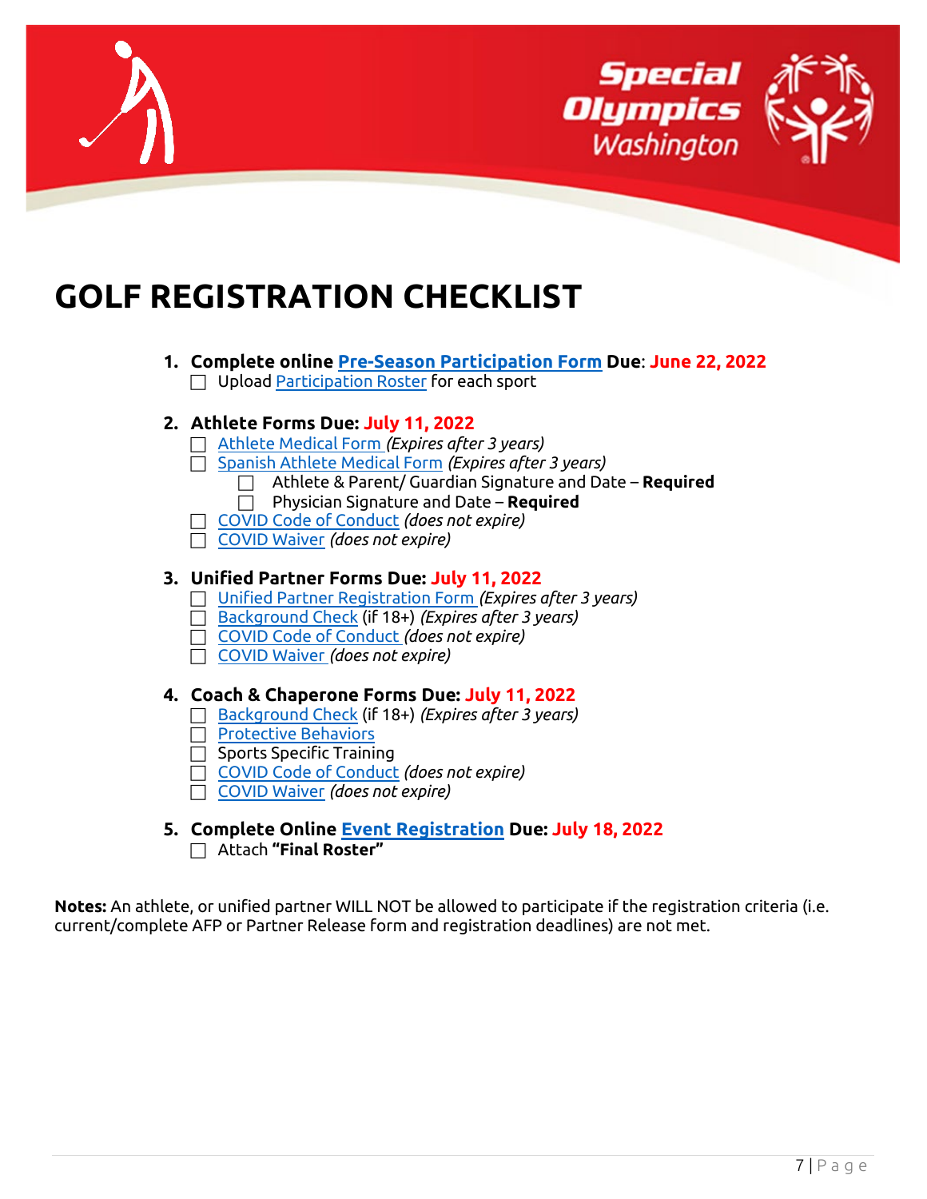# GOLF REGISTRATION CHECKLIST

1. **Complete online Pre-Season Participation Form Due: June 22, 2022**
   - ☐ Upload Participation Roster for each sport

2. **Athlete Forms Due: July 11, 2022**
   - ☐ Athlete Medical Form *(Expires after 3 years)*
   - ☐ Spanish Athlete Medical Form *(Expires after 3 years)*
     - ☐ Athlete & Parent/ Guardian Signature and Date – **Required**
     - ☐ Physician Signature and Date – **Required**
   - ☐ COVID Code of Conduct *(does not expire)*
   - ☐ COVID Waiver *(does not expire)*

3. **Unified Partner Forms Due: July 11, 2022**
   - ☐ Unified Partner Registration Form *(Expires after 3 years)*
   - ☐ Background Check (if 18+) *(Expires after 3 years)*
   - ☐ COVID Code of Conduct *(does not expire)*
   - ☐ COVID Waiver *(does not expire)*

4. **Coach & Chaperone Forms Due: July 11, 2022**
   - ☐ Background Check (if 18+) *(Expires after 3 years)*
   - ☐ Protective Behaviors
   - ☐ Sports Specific Training
   - ☐ COVID Code of Conduct *(does not expire)*
   - ☐ COVID Waiver *(does not expire)*

5. **Complete Online Event Registration Due: July 18, 2022**
   - ☐ Attach **"Final Roster"**

**Notes:** An athlete, or unified partner WILL NOT be allowed to participate if the registration criteria (i.e. current/complete AFP or Partner Release form and registration deadlines) are not met.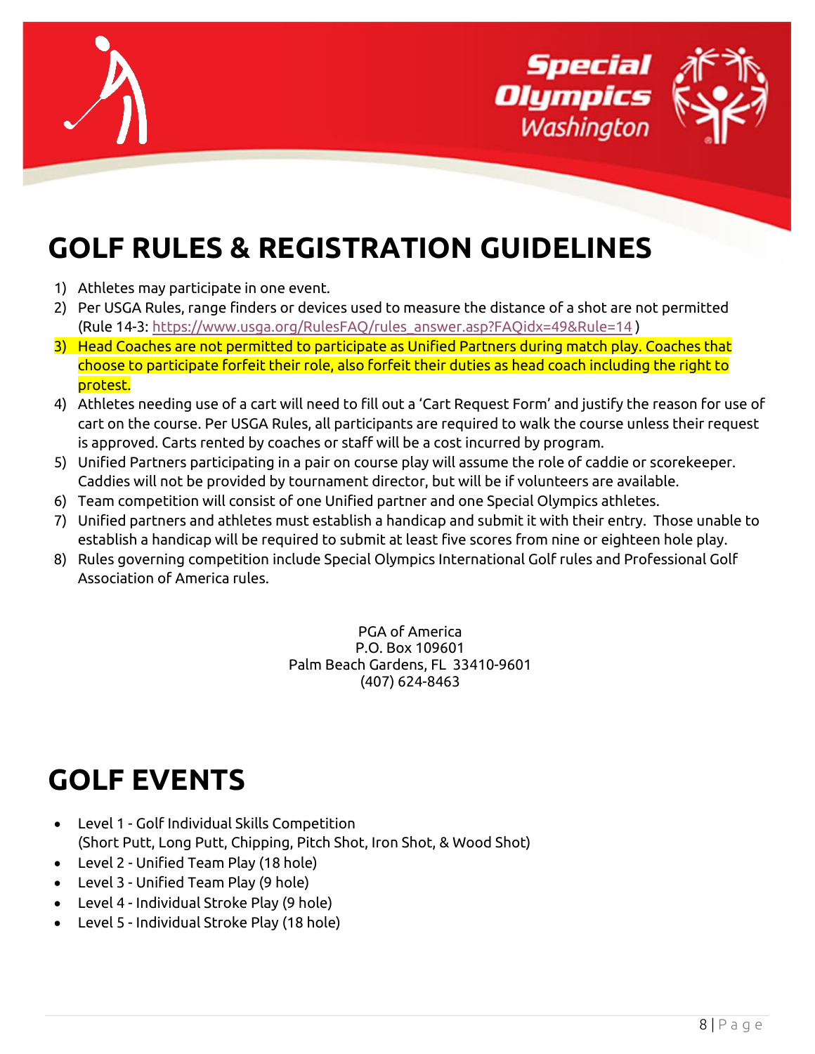# GOLF RULES & REGISTRATION GUIDELINES

1) Athletes may participate in one event.
2) Per USGA Rules, range finders or devices used to measure the distance of a shot are not permitted (Rule 14-3: https://www.usga.org/RulesFAQ/rules_answer.asp?FAQidx=49&Rule=14 )
3) Head Coaches are not permitted to participate as Unified Partners during match play. Coaches that choose to participate forfeit their role, also forfeit their duties as head coach including the right to protest.
4) Athletes needing use of a cart will need to fill out a 'Cart Request Form' and justify the reason for use of cart on the course. Per USGA Rules, all participants are required to walk the course unless their request is approved. Carts rented by coaches or staff will be a cost incurred by program.
5) Unified Partners participating in a pair on course play will assume the role of caddie or scorekeeper. Caddies will not be provided by tournament director, but will be if volunteers are available.
6) Team competition will consist of one Unified partner and one Special Olympics athletes.
7) Unified partners and athletes must establish a handicap and submit it with their entry. Those unable to establish a handicap will be required to submit at least five scores from nine or eighteen hole play.
8) Rules governing competition include Special Olympics International Golf rules and Professional Golf Association of America rules.

PGA of America
P.O. Box 109601
Palm Beach Gardens, FL 33410-9601
(407) 624-8463

# GOLF EVENTS

- Level 1 - Golf Individual Skills Competition
  (Short Putt, Long Putt, Chipping, Pitch Shot, Iron Shot, & Wood Shot)
- Level 2 - Unified Team Play (18 hole)
- Level 3 - Unified Team Play (9 hole)
- Level 4 - Individual Stroke Play (9 hole)
- Level 5 - Individual Stroke Play (18 hole)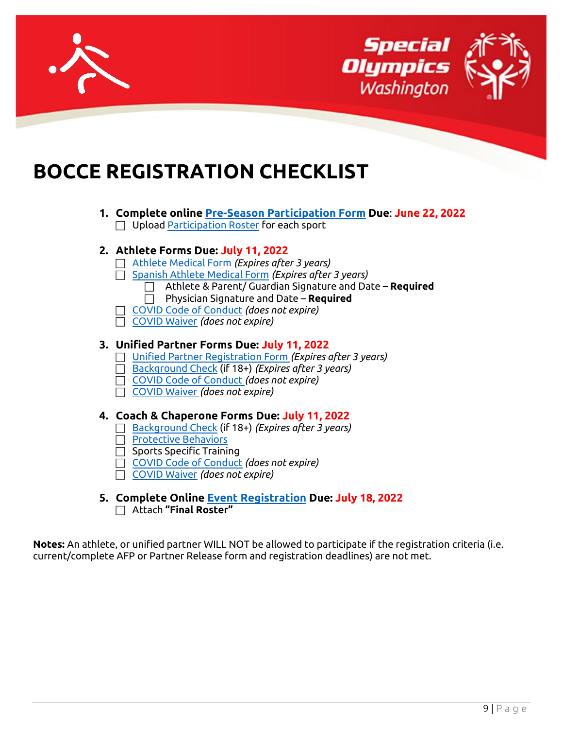# BOCCE REGISTRATION CHECKLIST

1. **Complete online Pre-Season Participation Form Due: June 22, 2022**
   - ☐ Upload Participation Roster for each sport

2. **Athlete Forms Due: July 11, 2022**
   - ☐ Athlete Medical Form *(Expires after 3 years)*
   - ☐ Spanish Athlete Medical Form *(Expires after 3 years)*
     - ☐ Athlete & Parent/ Guardian Signature and Date – **Required**
     - ☐ Physician Signature and Date – **Required**
   - ☐ COVID Code of Conduct *(does not expire)*
   - ☐ COVID Waiver *(does not expire)*

3. **Unified Partner Forms Due: July 11, 2022**
   - ☐ Unified Partner Registration Form *(Expires after 3 years)*
   - ☐ Background Check (if 18+) *(Expires after 3 years)*
   - ☐ COVID Code of Conduct *(does not expire)*
   - ☐ COVID Waiver *(does not expire)*

4. **Coach & Chaperone Forms Due: July 11, 2022**
   - ☐ Background Check (if 18+) *(Expires after 3 years)*
   - ☐ Protective Behaviors
   - ☐ Sports Specific Training
   - ☐ COVID Code of Conduct *(does not expire)*
   - ☐ COVID Waiver *(does not expire)*

5. **Complete Online Event Registration Due: July 18, 2022**
   - ☐ Attach **"Final Roster"**

**Notes:** An athlete, or unified partner WILL NOT be allowed to participate if the registration criteria (i.e. current/complete AFP or Partner Release form and registration deadlines) are not met.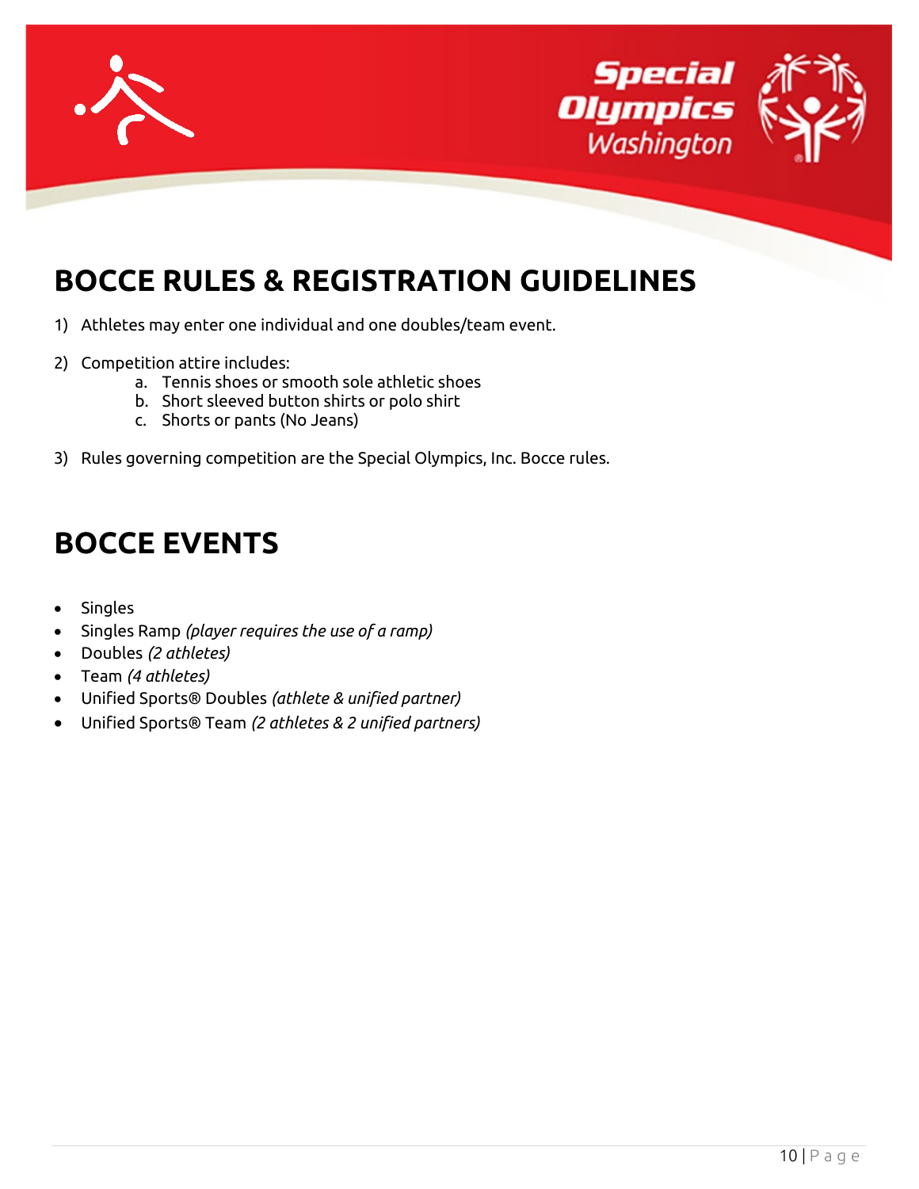# BOCCE RULES & REGISTRATION GUIDELINES

1) Athletes may enter one individual and one doubles/team event.

2) Competition attire includes:
   a. Tennis shoes or smooth sole athletic shoes
   b. Short sleeved button shirts or polo shirt
   c. Shorts or pants (No Jeans)

3) Rules governing competition are the Special Olympics, Inc. Bocce rules.

# BOCCE EVENTS

- Singles
- Singles Ramp *(player requires the use of a ramp)*
- Doubles *(2 athletes)*
- Team *(4 athletes)*
- Unified Sports® Doubles *(athlete & unified partner)*
- Unified Sports® Team *(2 athletes & 2 unified partners)*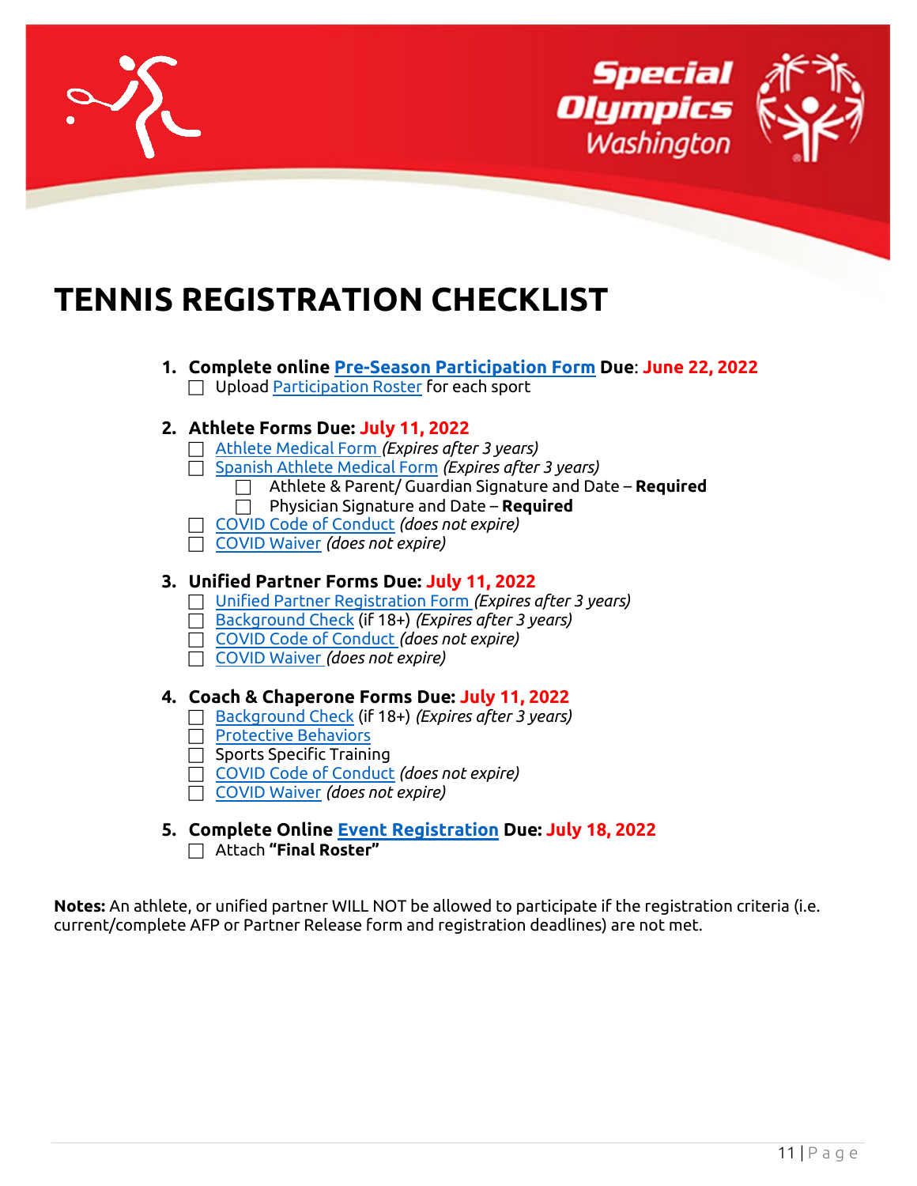# TENNIS REGISTRATION CHECKLIST

1. **Complete online Pre-Season Participation Form Due: June 22, 2022**
   - ☐ Upload Participation Roster for each sport

2. **Athlete Forms Due: July 11, 2022**
   - ☐ Athlete Medical Form *(Expires after 3 years)*
   - ☐ Spanish Athlete Medical Form *(Expires after 3 years)*
     - ☐ Athlete & Parent/ Guardian Signature and Date – **Required**
     - ☐ Physician Signature and Date – **Required**
   - ☐ COVID Code of Conduct *(does not expire)*
   - ☐ COVID Waiver *(does not expire)*

3. **Unified Partner Forms Due: July 11, 2022**
   - ☐ Unified Partner Registration Form *(Expires after 3 years)*
   - ☐ Background Check (if 18+) *(Expires after 3 years)*
   - ☐ COVID Code of Conduct *(does not expire)*
   - ☐ COVID Waiver *(does not expire)*

4. **Coach & Chaperone Forms Due: July 11, 2022**
   - ☐ Background Check (if 18+) *(Expires after 3 years)*
   - ☐ Protective Behaviors
   - ☐ Sports Specific Training
   - ☐ COVID Code of Conduct *(does not expire)*
   - ☐ COVID Waiver *(does not expire)*

5. **Complete Online Event Registration Due: July 18, 2022**
   - ☐ Attach **"Final Roster"**

**Notes:** An athlete, or unified partner WILL NOT be allowed to participate if the registration criteria (i.e. current/complete AFP or Partner Release form and registration deadlines) are not met.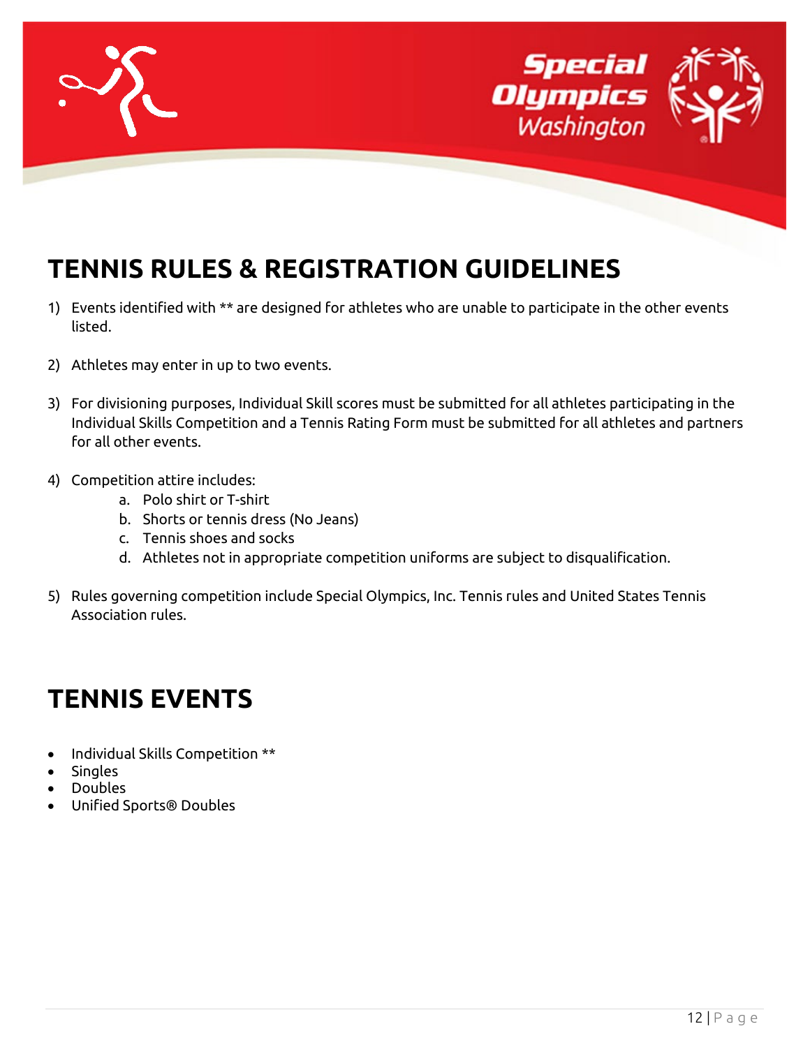# TENNIS RULES & REGISTRATION GUIDELINES

1) Events identified with ** are designed for athletes who are unable to participate in the other events listed.

2) Athletes may enter in up to two events.

3) For divisioning purposes, Individual Skill scores must be submitted for all athletes participating in the Individual Skills Competition and a Tennis Rating Form must be submitted for all athletes and partners for all other events.

4) Competition attire includes:
   a. Polo shirt or T-shirt
   b. Shorts or tennis dress (No Jeans)
   c. Tennis shoes and socks
   d. Athletes not in appropriate competition uniforms are subject to disqualification.

5) Rules governing competition include Special Olympics, Inc. Tennis rules and United States Tennis Association rules.

# TENNIS EVENTS

- Individual Skills Competition **
- Singles
- Doubles
- Unified Sports® Doubles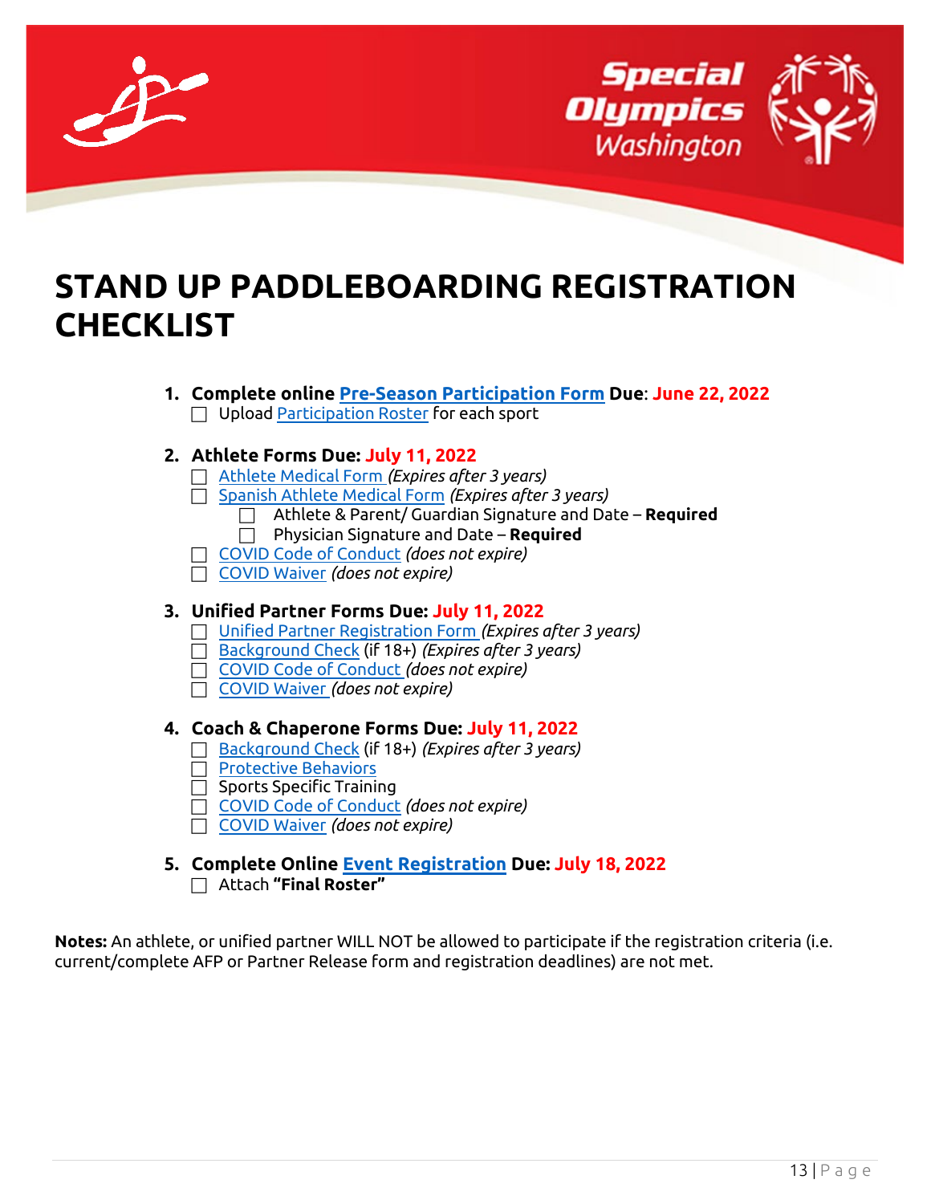# STAND UP PADDLEBOARDING REGISTRATION CHECKLIST

1. **Complete online Pre-Season Participation Form Due**: **June 22, 2022**
   - [ ] Upload Participation Roster for each sport

2. **Athlete Forms Due: July 11, 2022**
   - [ ] Athlete Medical Form *(Expires after 3 years)*
   - [ ] Spanish Athlete Medical Form *(Expires after 3 years)*
     - [ ] Athlete & Parent/ Guardian Signature and Date – **Required**
     - [ ] Physician Signature and Date – **Required**
   - [ ] COVID Code of Conduct *(does not expire)*
   - [ ] COVID Waiver *(does not expire)*

3. **Unified Partner Forms Due: July 11, 2022**
   - [ ] Unified Partner Registration Form *(Expires after 3 years)*
   - [ ] Background Check (if 18+) *(Expires after 3 years)*
   - [ ] COVID Code of Conduct *(does not expire)*
   - [ ] COVID Waiver *(does not expire)*

4. **Coach & Chaperone Forms Due: July 11, 2022**
   - [ ] Background Check (if 18+) *(Expires after 3 years)*
   - [ ] Protective Behaviors
   - [ ] Sports Specific Training
   - [ ] COVID Code of Conduct *(does not expire)*
   - [ ] COVID Waiver *(does not expire)*

5. **Complete Online Event Registration Due: July 18, 2022**
   - [ ] Attach **"Final Roster"**

**Notes:** An athlete, or unified partner WILL NOT be allowed to participate if the registration criteria (i.e. current/complete AFP or Partner Release form and registration deadlines) are not met.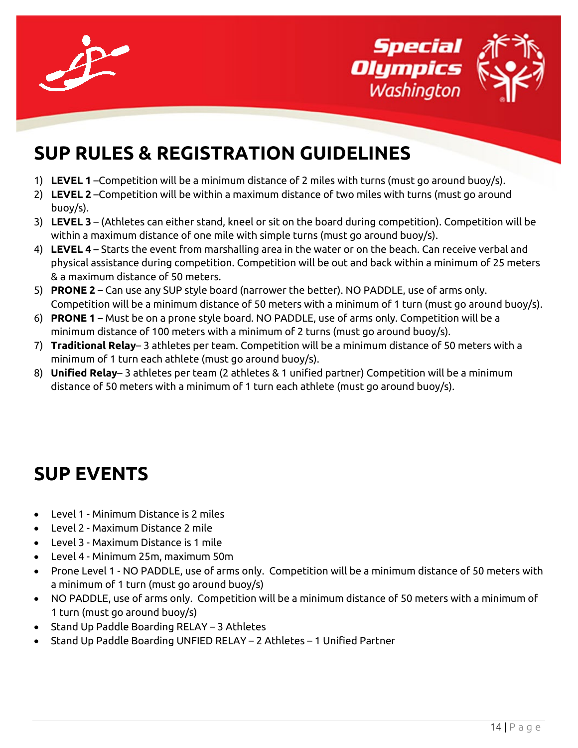## SUP RULES & REGISTRATION GUIDELINES

1) **LEVEL 1** –Competition will be a minimum distance of 2 miles with turns (must go around buoy/s).
2) **LEVEL 2** –Competition will be within a maximum distance of two miles with turns (must go around buoy/s).
3) **LEVEL 3** – (Athletes can either stand, kneel or sit on the board during competition). Competition will be within a maximum distance of one mile with simple turns (must go around buoy/s).
4) **LEVEL 4** – Starts the event from marshalling area in the water or on the beach. Can receive verbal and physical assistance during competition. Competition will be out and back within a minimum of 25 meters & a maximum distance of 50 meters.
5) **PRONE 2** – Can use any SUP style board (narrower the better). NO PADDLE, use of arms only. Competition will be a minimum distance of 50 meters with a minimum of 1 turn (must go around buoy/s).
6) **PRONE 1** – Must be on a prone style board. NO PADDLE, use of arms only. Competition will be a minimum distance of 100 meters with a minimum of 2 turns (must go around buoy/s).
7) **Traditional Relay**– 3 athletes per team. Competition will be a minimum distance of 50 meters with a minimum of 1 turn each athlete (must go around buoy/s).
8) **Unified Relay**– 3 athletes per team (2 athletes & 1 unified partner) Competition will be a minimum distance of 50 meters with a minimum of 1 turn each athlete (must go around buoy/s).

## SUP EVENTS

- Level 1 - Minimum Distance is 2 miles
- Level 2 - Maximum Distance 2 mile
- Level 3 - Maximum Distance is 1 mile
- Level 4 - Minimum 25m, maximum 50m
- Prone Level 1 - NO PADDLE, use of arms only. Competition will be a minimum distance of 50 meters with a minimum of 1 turn (must go around buoy/s)
- NO PADDLE, use of arms only. Competition will be a minimum distance of 50 meters with a minimum of 1 turn (must go around buoy/s)
- Stand Up Paddle Boarding RELAY – 3 Athletes
- Stand Up Paddle Boarding UNFIED RELAY – 2 Athletes – 1 Unified Partner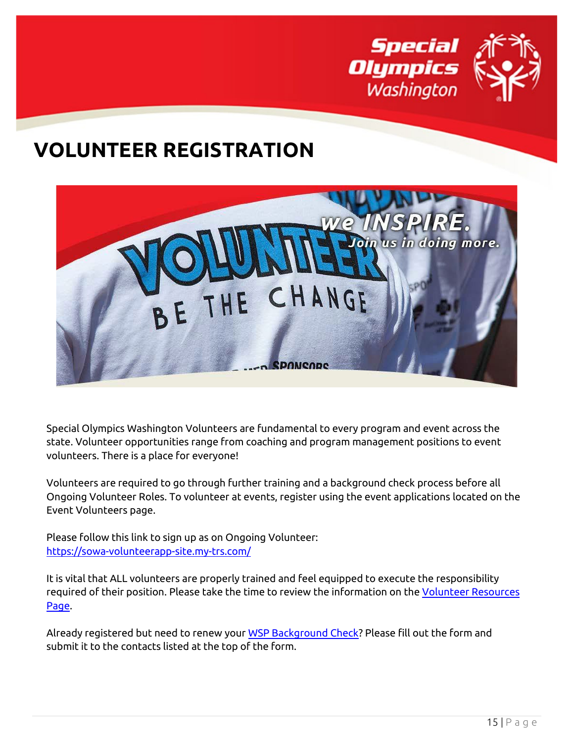# VOLUNTEER REGISTRATION

Special Olympics Washington Volunteers are fundamental to every program and event across the state. Volunteer opportunities range from coaching and program management positions to event volunteers. There is a place for everyone!

Volunteers are required to go through further training and a background check process before all Ongoing Volunteer Roles. To volunteer at events, register using the event applications located on the Event Volunteers page.

Please follow this link to sign up as on Ongoing Volunteer:
[https://sowa-volunteerapp-site.my-trs.com/](https://sowa-volunteerapp-site.my-trs.com/)

It is vital that ALL volunteers are properly trained and feel equipped to execute the responsibility required of their position. Please take the time to review the information on the Volunteer Resources Page.

Already registered but need to renew your WSP Background Check? Please fill out the form and submit it to the contacts listed at the top of the form.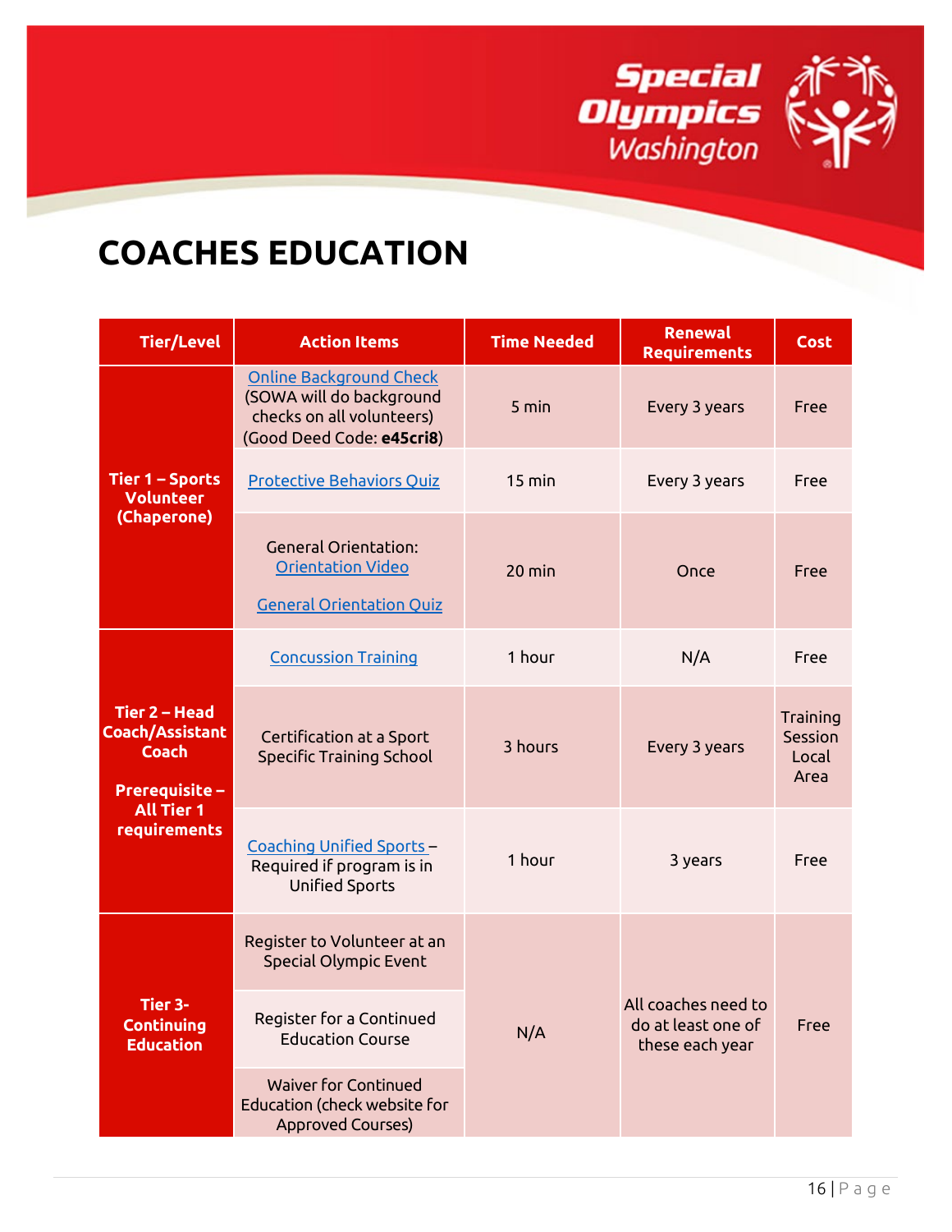# COACHES EDUCATION

| Tier/Level | Action Items | Time Needed | Renewal Requirements | Cost |
|---|---|---|---|---|
| **Tier 1 – Sports Volunteer (Chaperone)** | Online Background Check (SOWA will do background checks on all volunteers) (Good Deed Code: **e45cri8**) | 5 min | Every 3 years | Free |
| | Protective Behaviors Quiz | 15 min | Every 3 years | Free |
| | General Orientation: Orientation Video<br><br>General Orientation Quiz | 20 min | Once | Free |
| **Tier 2 – Head Coach/Assistant Coach**<br><br>**Prerequisite – All Tier 1 requirements** | Concussion Training | 1 hour | N/A | Free |
| | Certification at a Sport Specific Training School | 3 hours | Every 3 years | Training Session Local Area |
| | Coaching Unified Sports – Required if program is in Unified Sports | 1 hour | 3 years | Free |
| **Tier 3- Continuing Education** | Register to Volunteer at an Special Olympic Event | N/A | All coaches need to do at least one of these each year | Free |
| | Register for a Continued Education Course | | | |
| | Waiver for Continued Education (check website for Approved Courses) | | | |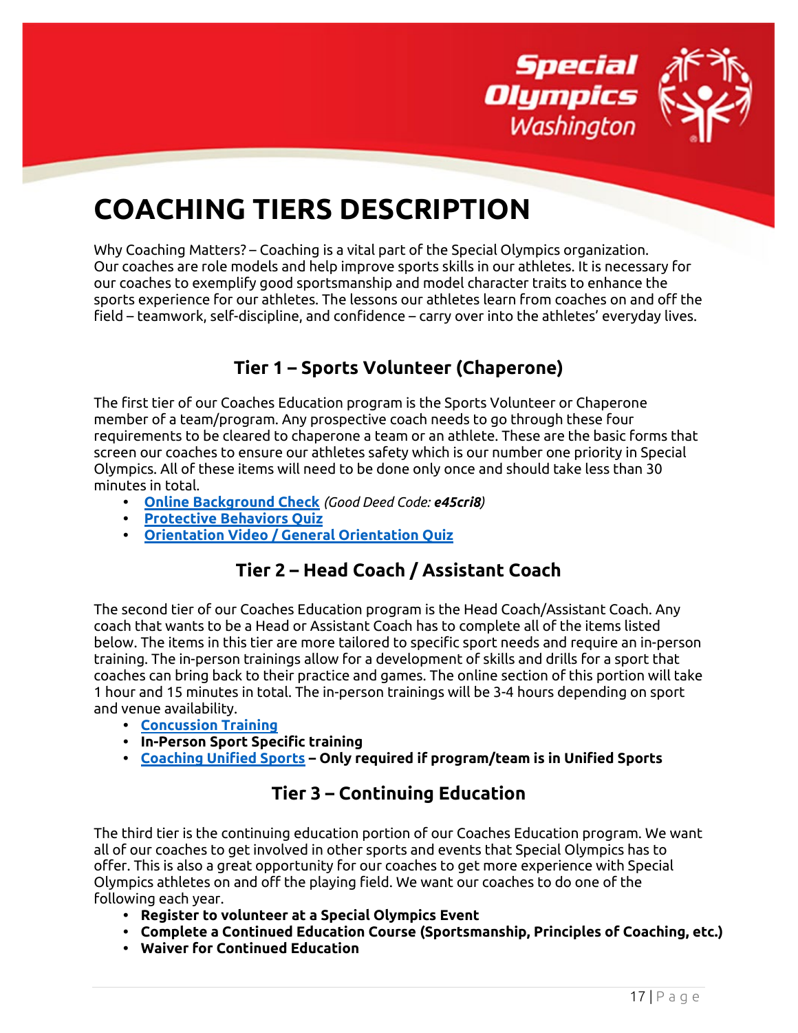# COACHING TIERS DESCRIPTION

Why Coaching Matters? – Coaching is a vital part of the Special Olympics organization. Our coaches are role models and help improve sports skills in our athletes. It is necessary for our coaches to exemplify good sportsmanship and model character traits to enhance the sports experience for our athletes. The lessons our athletes learn from coaches on and off the field – teamwork, self-discipline, and confidence – carry over into the athletes' everyday lives.

## Tier 1 – Sports Volunteer (Chaperone)

The first tier of our Coaches Education program is the Sports Volunteer or Chaperone member of a team/program. Any prospective coach needs to go through these four requirements to be cleared to chaperone a team or an athlete. These are the basic forms that screen our coaches to ensure our athletes safety which is our number one priority in Special Olympics. All of these items will need to be done only once and should take less than 30 minutes in total.

- **Online Background Check** *(Good Deed Code: **e45cri8**)*
- **Protective Behaviors Quiz**
- **Orientation Video / General Orientation Quiz**

## Tier 2 – Head Coach / Assistant Coach

The second tier of our Coaches Education program is the Head Coach/Assistant Coach. Any coach that wants to be a Head or Assistant Coach has to complete all of the items listed below. The items in this tier are more tailored to specific sport needs and require an in-person training. The in-person trainings allow for a development of skills and drills for a sport that coaches can bring back to their practice and games. The online section of this portion will take 1 hour and 15 minutes in total. The in-person trainings will be 3-4 hours depending on sport and venue availability.

- **Concussion Training**
- **In-Person Sport Specific training**
- **Coaching Unified Sports – Only required if program/team is in Unified Sports**

## Tier 3 – Continuing Education

The third tier is the continuing education portion of our Coaches Education program. We want all of our coaches to get involved in other sports and events that Special Olympics has to offer. This is also a great opportunity for our coaches to get more experience with Special Olympics athletes on and off the playing field. We want our coaches to do one of the following each year.

- **Register to volunteer at a Special Olympics Event**
- **Complete a Continued Education Course (Sportsmanship, Principles of Coaching, etc.)**
- **Waiver for Continued Education**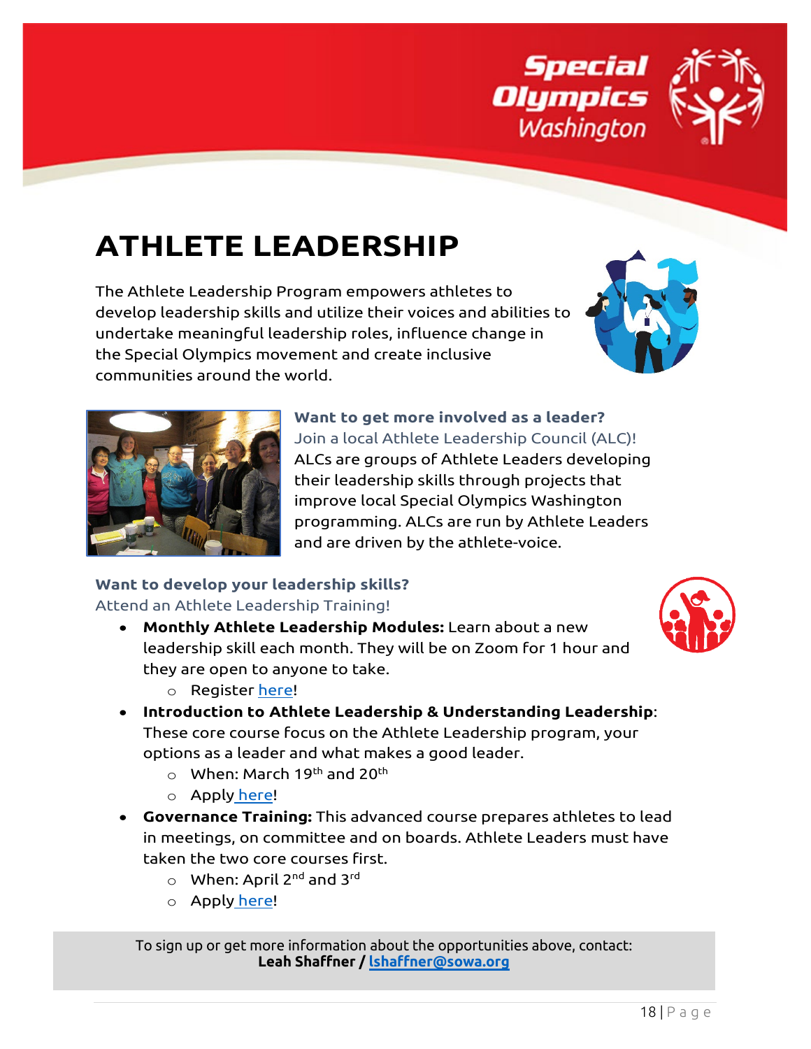# ATHLETE LEADERSHIP

The Athlete Leadership Program empowers athletes to develop leadership skills and utilize their voices and abilities to undertake meaningful leadership roles, influence change in the Special Olympics movement and create inclusive communities around the world.

**Want to get more involved as a leader?**

Join a local Athlete Leadership Council (ALC)!

ALCs are groups of Athlete Leaders developing their leadership skills through projects that improve local Special Olympics Washington programming. ALCs are run by Athlete Leaders and are driven by the athlete-voice.

**Want to develop your leadership skills?**

Attend an Athlete Leadership Training!

- **Monthly Athlete Leadership Modules:** Learn about a new leadership skill each month. They will be on Zoom for 1 hour and they are open to anyone to take.
  - Register here!
- **Introduction to Athlete Leadership & Understanding Leadership**: These core course focus on the Athlete Leadership program, your options as a leader and what makes a good leader.
  - When: March 19th and 20th
  - Apply here!
- **Governance Training:** This advanced course prepares athletes to lead in meetings, on committee and on boards. Athlete Leaders must have taken the two core courses first.
  - When: April 2nd and 3rd
  - Apply here!

To sign up or get more information about the opportunities above, contact:
**Leah Shaffner / lshaffner@sowa.org**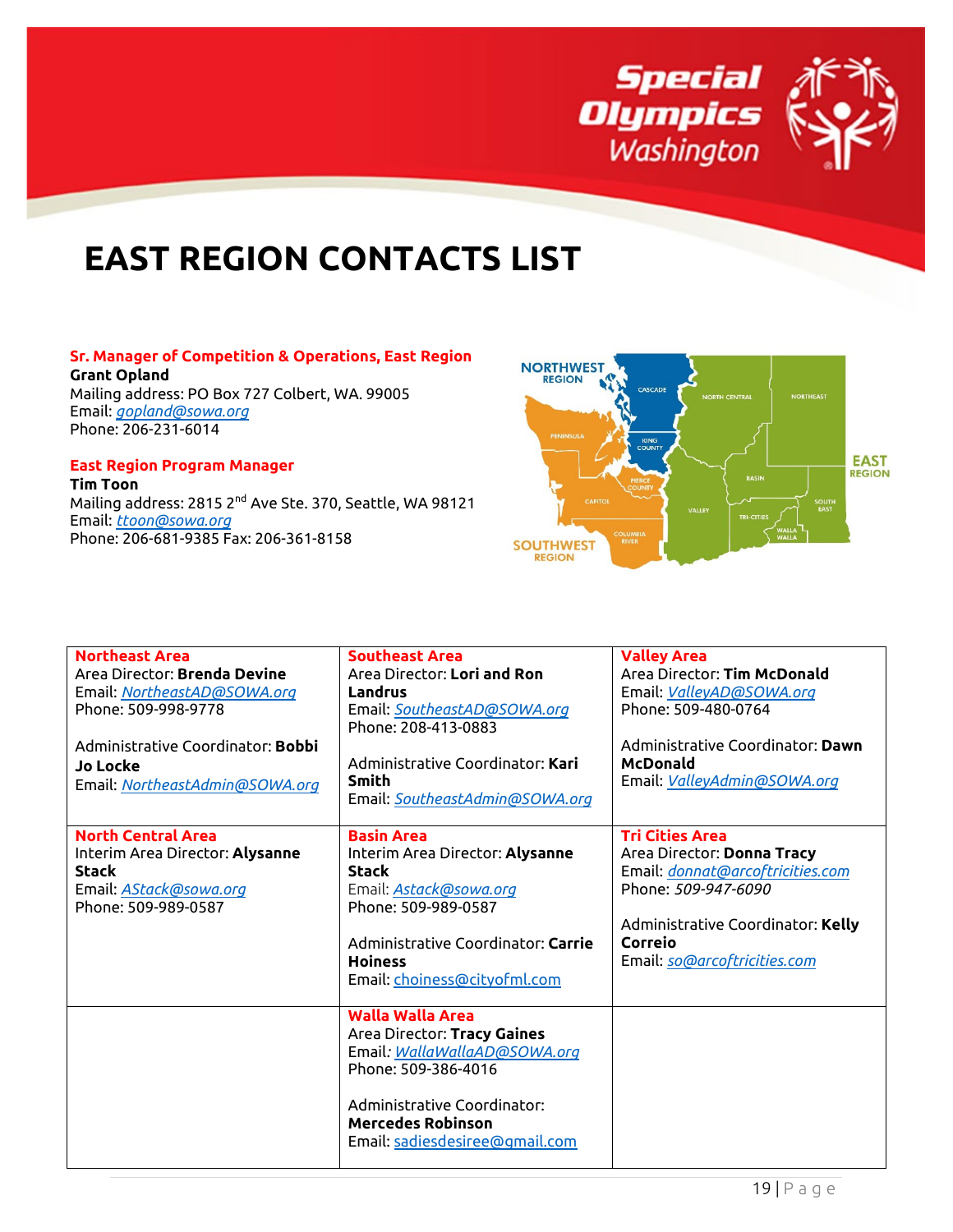# EAST REGION CONTACTS LIST

**Sr. Manager of Competition & Operations, East Region**
**Grant Opland**
Mailing address: PO Box 727 Colbert, WA. 99005
Email: *gopland@sowa.org*
Phone: 206-231-6014

**East Region Program Manager**
**Tim Toon**
Mailing address: 2815 2nd Ave Ste. 370, Seattle, WA 98121
Email: *ttoon@sowa.org*
Phone: 206-681-9385 Fax: 206-361-8158

NORTHWEST REGION
CASCADE
NORTH CENTRAL
NORTHEAST
PENINSULA
KING COUNTY
EAST REGION
PIERCE COUNTY
BASIN
CAPITOL
VALLEY
SOUTH EAST
TRI-CITIES
WALLA WALLA
COLUMBIA RIVER
SOUTHWEST REGION

| | | |
|---|---|---|
| **Northeast Area**<br>Area Director: **Brenda Devine**<br>Email: *NortheastAD@SOWA.org*<br>Phone: 509-998-9778<br><br>Administrative Coordinator: **Bobbi Jo Locke**<br>Email: *NortheastAdmin@SOWA.org* | **Southeast Area**<br>Area Director: **Lori and Ron Landrus**<br>Email: *SoutheastAD@SOWA.org*<br>Phone: 208-413-0883<br><br>Administrative Coordinator: **Kari Smith**<br>Email: *SoutheastAdmin@SOWA.org* | **Valley Area**<br>Area Director: **Tim McDonald**<br>Email: *ValleyAD@SOWA.org*<br>Phone: 509-480-0764<br><br>Administrative Coordinator: **Dawn McDonald**<br>Email: *ValleyAdmin@SOWA.org* |
| **North Central Area**<br>Interim Area Director: **Alysanne Stack**<br>Email: *AStack@sowa.org*<br>Phone: 509-989-0587 | **Basin Area**<br>Interim Area Director: **Alysanne Stack**<br>Email: *Astack@sowa.org*<br>Phone: 509-989-0587<br><br>Administrative Coordinator: **Carrie Hoiness**<br>Email: choiness@cityofml.com | **Tri Cities Area**<br>Area Director: **Donna Tracy**<br>Email: *donnat@arcoftricities.com*<br>Phone: *509-947-6090*<br><br>Administrative Coordinator: **Kelly Correio**<br>Email: *so@arcoftricities.com* |
| | **Walla Walla Area**<br>Area Director: **Tracy Gaines**<br>Email*:* *WallaWallaAD@SOWA.org*<br>Phone: 509-386-4016<br><br>Administrative Coordinator: **Mercedes Robinson**<br>Email: sadiesdesiree@gmail.com | |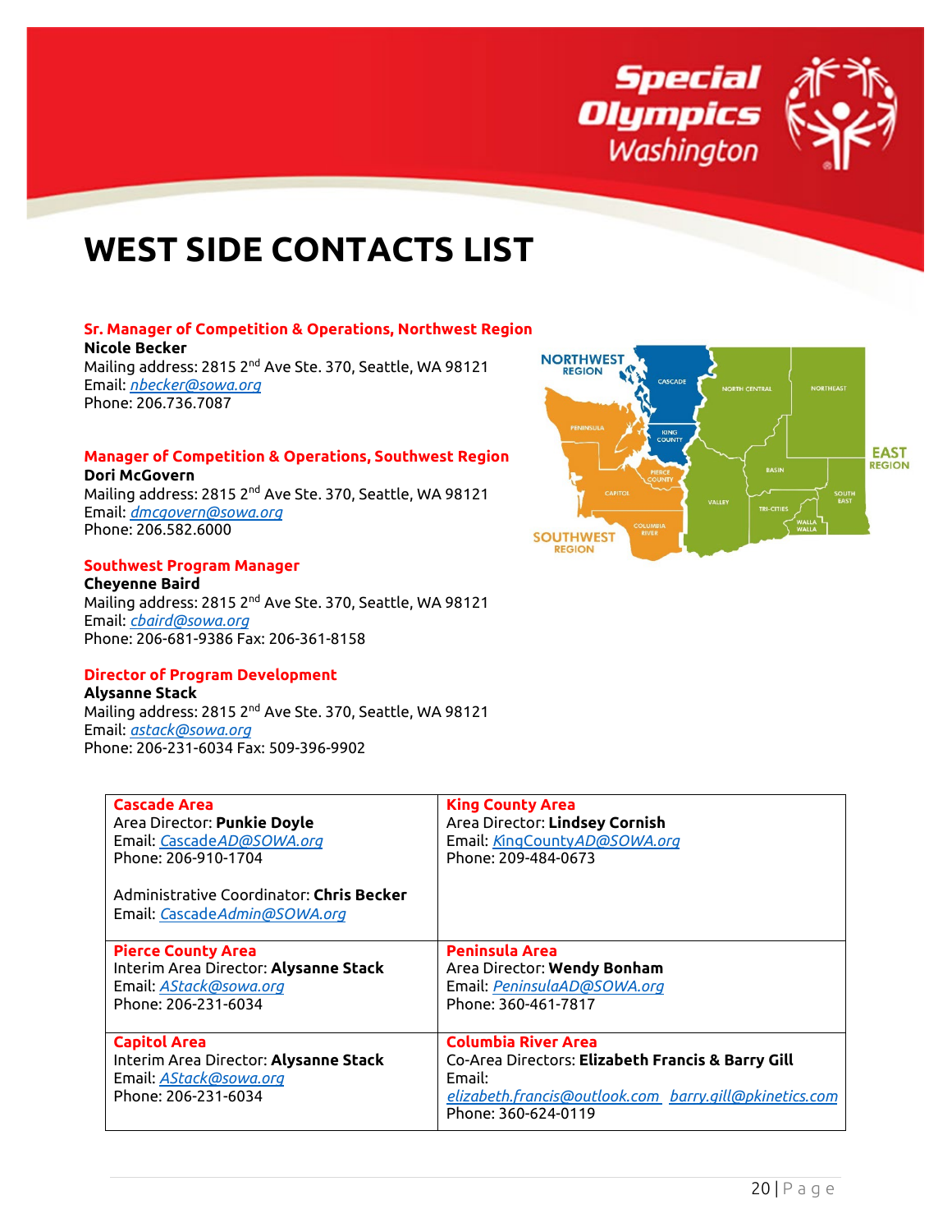# WEST SIDE CONTACTS LIST

**Sr. Manager of Competition & Operations, Northwest Region**
**Nicole Becker**
Mailing address: 2815 2nd Ave Ste. 370, Seattle, WA 98121
Email: nbecker@sowa.org
Phone: 206.736.7087

**Manager of Competition & Operations, Southwest Region**
**Dori McGovern**
Mailing address: 2815 2nd Ave Ste. 370, Seattle, WA 98121
Email: dmcgovern@sowa.org
Phone: 206.582.6000

**Southwest Program Manager**
**Cheyenne Baird**
Mailing address: 2815 2nd Ave Ste. 370, Seattle, WA 98121
Email: cbaird@sowa.org
Phone: 206-681-9386 Fax: 206-361-8158

**Director of Program Development**
**Alysanne Stack**
Mailing address: 2815 2nd Ave Ste. 370, Seattle, WA 98121
Email: astack@sowa.org
Phone: 206-231-6034 Fax: 509-396-9902

NORTHWEST REGION
CASCADE
KING COUNTY
PENINSULA
PIERCE COUNTY
CAPITOL
COLUMBIA RIVER
SOUTHWEST REGION
NORTH CENTRAL
NORTHEAST
EAST REGION
BASIN
VALLEY
TRI-CITIES
SOUTH EAST
WALLA WALLA

| | |
|---|---|
| **Cascade Area**<br>Area Director: **Punkie Doyle**<br>Email: CascadeAD@SOWA.org<br>Phone: 206-910-1704<br><br>Administrative Coordinator: **Chris Becker**<br>Email: CascadeAdmin@SOWA.org | **King County Area**<br>Area Director: **Lindsey Cornish**<br>Email: KingCountyAD@SOWA.org<br>Phone: 209-484-0673 |
| **Pierce County Area**<br>Interim Area Director: **Alysanne Stack**<br>Email: AStack@sowa.org<br>Phone: 206-231-6034 | **Peninsula Area**<br>Area Director: **Wendy Bonham**<br>Email: PeninsulaAD@SOWA.org<br>Phone: 360-461-7817 |
| **Capitol Area**<br>Interim Area Director: **Alysanne Stack**<br>Email: AStack@sowa.org<br>Phone: 206-231-6034 | **Columbia River Area**<br>Co-Area Directors: **Elizabeth Francis & Barry Gill**<br>Email:<br>elizabeth.francis@outlook.com barry.gill@pkinetics.com<br>Phone: 360-624-0119 |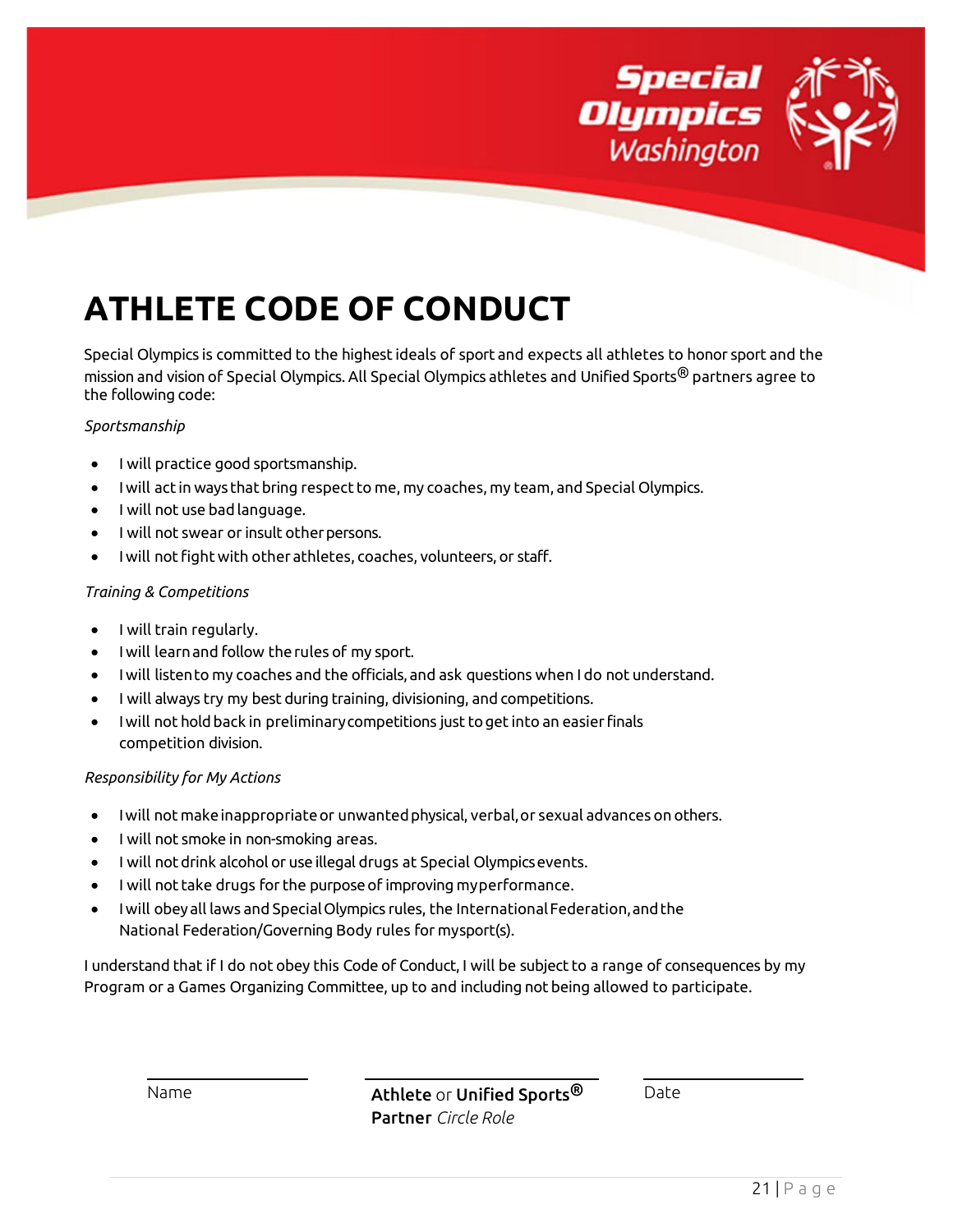Special Olympics Washington

# ATHLETE CODE OF CONDUCT

Special Olympics is committed to the highest ideals of sport and expects all athletes to honor sport and the mission and vision of Special Olympics. All Special Olympics athletes and Unified Sports® partners agree to the following code:

*Sportsmanship*

- I will practice good sportsmanship.
- I will act in ways that bring respect to me, my coaches, my team, and Special Olympics.
- I will not use bad language.
- I will not swear or insult other persons.
- I will not fight with other athletes, coaches, volunteers, or staff.

*Training & Competitions*

- I will train regularly.
- I will learn and follow the rules of my sport.
- I will listen to my coaches and the officials, and ask questions when I do not understand.
- I will always try my best during training, divisioning, and competitions.
- I will not hold back in preliminary competitions just to get into an easier finals competition division.

*Responsibility for My Actions*

- I will not make inappropriate or unwanted physical, verbal, or sexual advances on others.
- I will not smoke in non-smoking areas.
- I will not drink alcohol or use illegal drugs at Special Olympics events.
- I will not take drugs for the purpose of improving my performance.
- I will obey all laws and Special Olympics rules, the International Federation, and the National Federation/Governing Body rules for my sport(s).

I understand that if I do not obey this Code of Conduct, I will be subject to a range of consequences by my Program or a Games Organizing Committee, up to and including not being allowed to participate.

| | | |
|---|---|---|
| Name | **Athlete** or **Unified Sports® Partner** *Circle Role* | Date |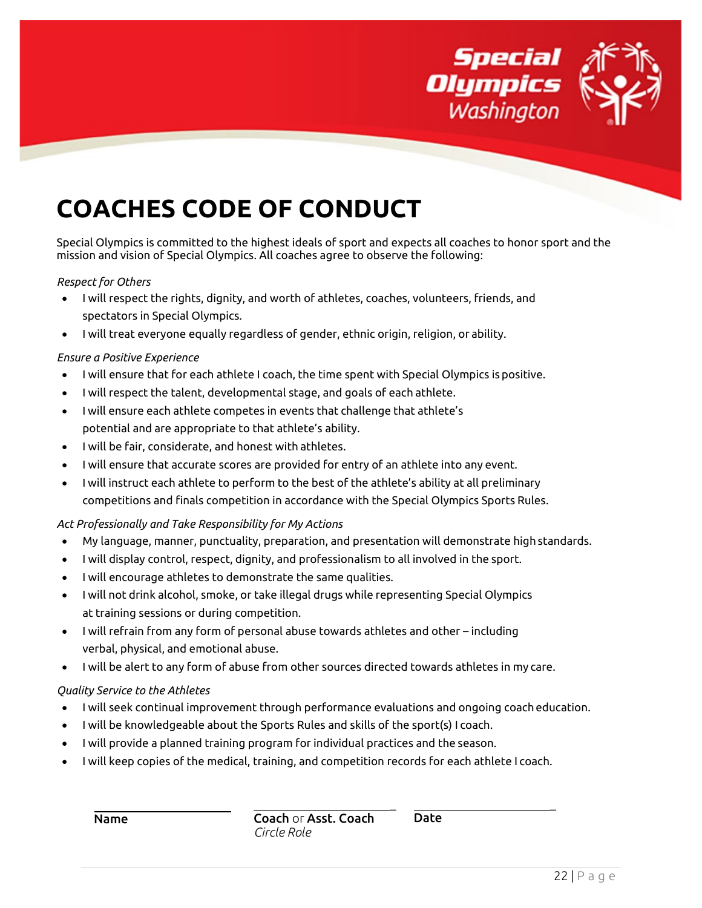# COACHES CODE OF CONDUCT

Special Olympics is committed to the highest ideals of sport and expects all coaches to honor sport and the mission and vision of Special Olympics. All coaches agree to observe the following:

*Respect for Others*

- I will respect the rights, dignity, and worth of athletes, coaches, volunteers, friends, and spectators in Special Olympics.
- I will treat everyone equally regardless of gender, ethnic origin, religion, or ability.

*Ensure a Positive Experience*

- I will ensure that for each athlete I coach, the time spent with Special Olympics is positive.
- I will respect the talent, developmental stage, and goals of each athlete.
- I will ensure each athlete competes in events that challenge that athlete's potential and are appropriate to that athlete's ability.
- I will be fair, considerate, and honest with athletes.
- I will ensure that accurate scores are provided for entry of an athlete into any event.
- I will instruct each athlete to perform to the best of the athlete's ability at all preliminary competitions and finals competition in accordance with the Special Olympics Sports Rules.

*Act Professionally and Take Responsibility for My Actions*

- My language, manner, punctuality, preparation, and presentation will demonstrate high standards.
- I will display control, respect, dignity, and professionalism to all involved in the sport.
- I will encourage athletes to demonstrate the same qualities.
- I will not drink alcohol, smoke, or take illegal drugs while representing Special Olympics at training sessions or during competition.
- I will refrain from any form of personal abuse towards athletes and other – including verbal, physical, and emotional abuse.
- I will be alert to any form of abuse from other sources directed towards athletes in my care.

*Quality Service to the Athletes*

- I will seek continual improvement through performance evaluations and ongoing coach education.
- I will be knowledgeable about the Sports Rules and skills of the sport(s) I coach.
- I will provide a planned training program for individual practices and the season.
- I will keep copies of the medical, training, and competition records for each athlete I coach.

| | | |
|---|---|---|
| **Name** | **Coach** or **Asst. Coach**<br>*Circle Role* | **Date** |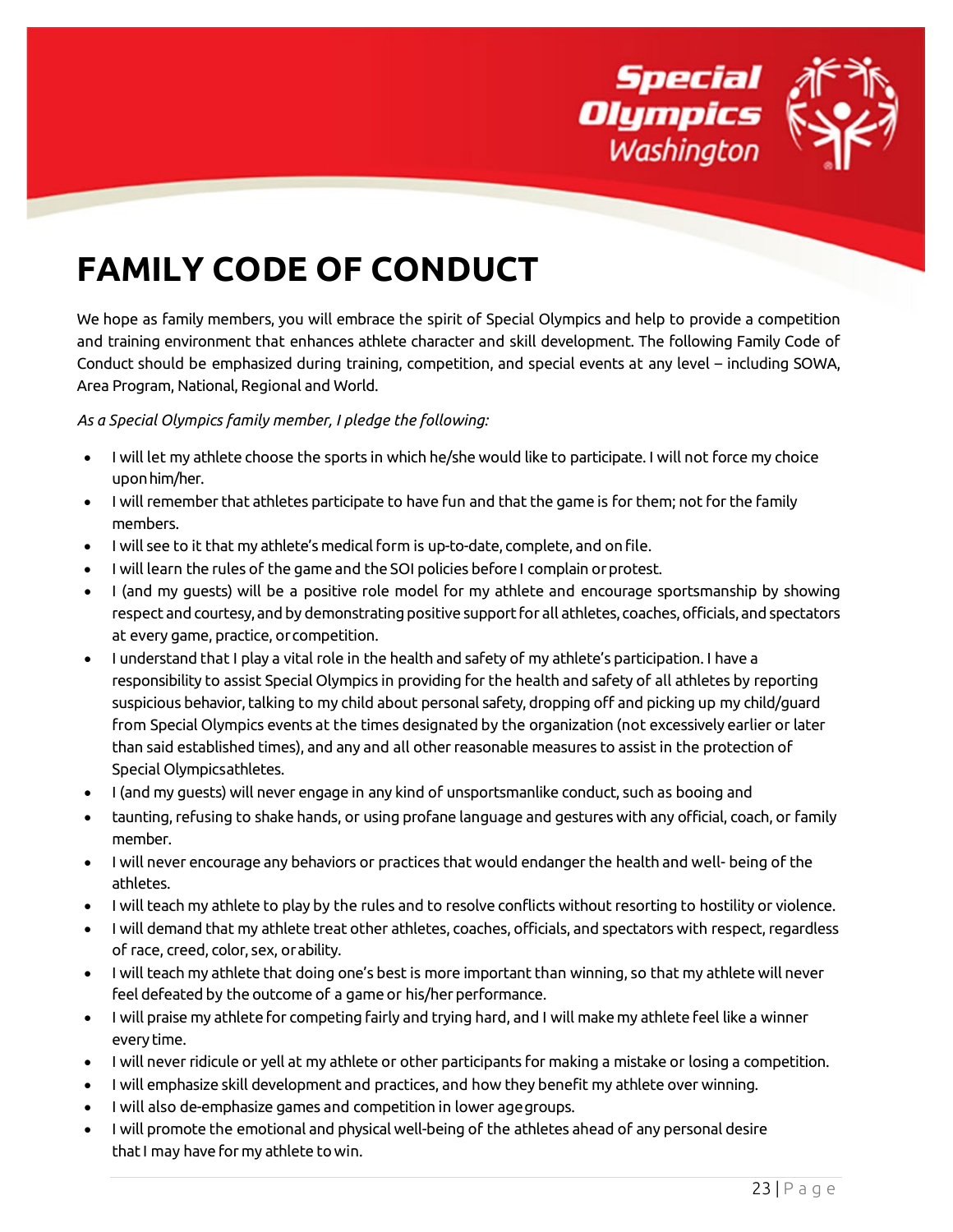# FAMILY CODE OF CONDUCT

We hope as family members, you will embrace the spirit of Special Olympics and help to provide a competition and training environment that enhances athlete character and skill development. The following Family Code of Conduct should be emphasized during training, competition, and special events at any level – including SOWA, Area Program, National, Regional and World.

*As a Special Olympics family member, I pledge the following:*

- I will let my athlete choose the sports in which he/she would like to participate. I will not force my choice upon him/her.
- I will remember that athletes participate to have fun and that the game is for them; not for the family members.
- I will see to it that my athlete's medical form is up-to-date, complete, and on file.
- I will learn the rules of the game and the SOI policies before I complain or protest.
- I (and my guests) will be a positive role model for my athlete and encourage sportsmanship by showing respect and courtesy, and by demonstrating positive support for all athletes, coaches, officials, and spectators at every game, practice, or competition.
- I understand that I play a vital role in the health and safety of my athlete's participation. I have a responsibility to assist Special Olympics in providing for the health and safety of all athletes by reporting suspicious behavior, talking to my child about personal safety, dropping off and picking up my child/guard from Special Olympics events at the times designated by the organization (not excessively earlier or later than said established times), and any and all other reasonable measures to assist in the protection of Special Olympicsathletes.
- I (and my guests) will never engage in any kind of unsportsmanlike conduct, such as booing and
- taunting, refusing to shake hands, or using profane language and gestures with any official, coach, or family member.
- I will never encourage any behaviors or practices that would endanger the health and well- being of the athletes.
- I will teach my athlete to play by the rules and to resolve conflicts without resorting to hostility or violence.
- I will demand that my athlete treat other athletes, coaches, officials, and spectators with respect, regardless of race, creed, color, sex, or ability.
- I will teach my athlete that doing one's best is more important than winning, so that my athlete will never feel defeated by the outcome of a game or his/her performance.
- I will praise my athlete for competing fairly and trying hard, and I will make my athlete feel like a winner every time.
- I will never ridicule or yell at my athlete or other participants for making a mistake or losing a competition.
- I will emphasize skill development and practices, and how they benefit my athlete over winning.
- I will also de-emphasize games and competition in lower age groups.
- I will promote the emotional and physical well-being of the athletes ahead of any personal desire that I may have for my athlete to win.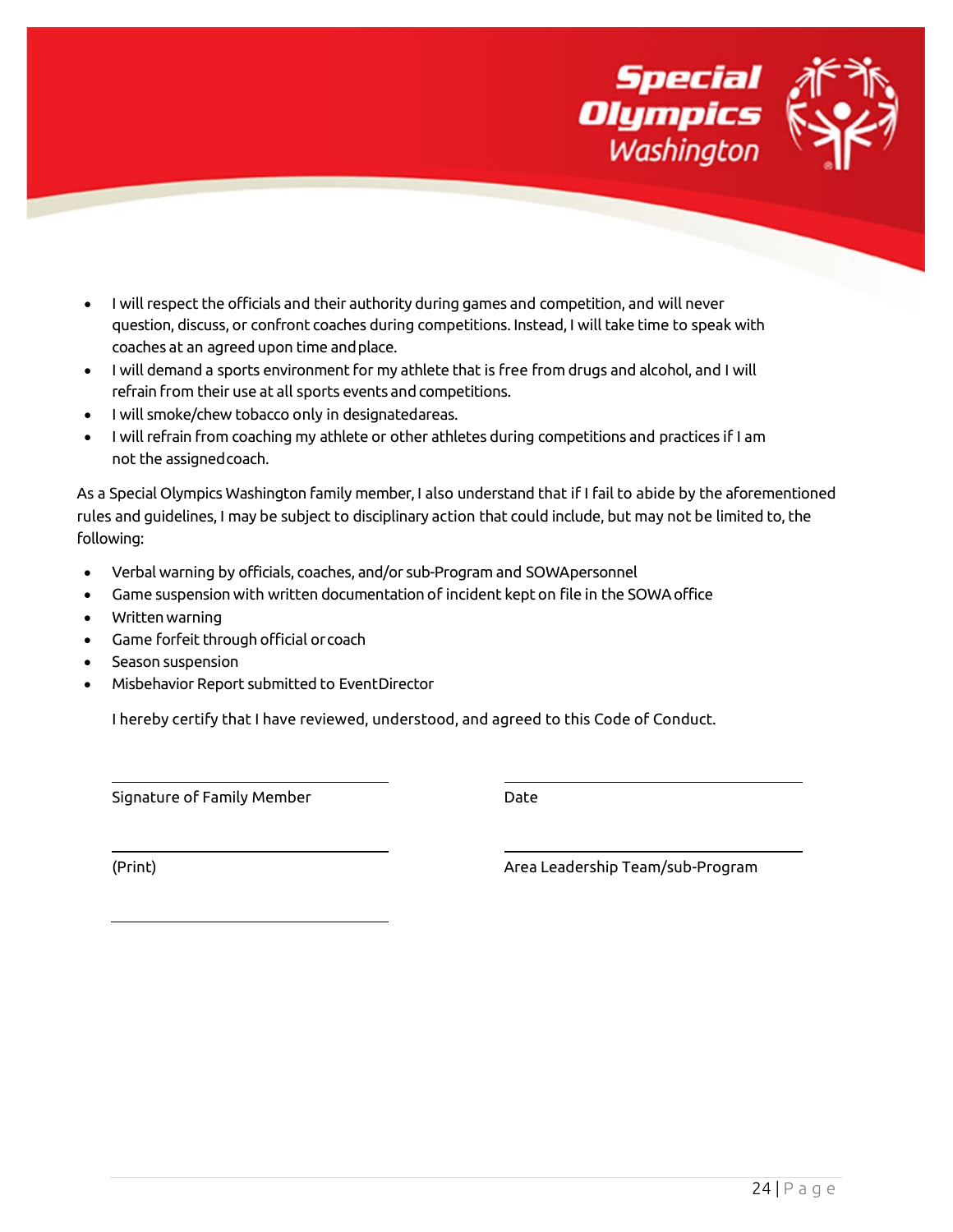- I will respect the officials and their authority during games and competition, and will never question, discuss, or confront coaches during competitions. Instead, I will take time to speak with coaches at an agreed upon time and place.
- I will demand a sports environment for my athlete that is free from drugs and alcohol, and I will refrain from their use at all sports events and competitions.
- I will smoke/chew tobacco only in designated areas.
- I will refrain from coaching my athlete or other athletes during competitions and practices if I am not the assigned coach.

As a Special Olympics Washington family member, I also understand that if I fail to abide by the aforementioned rules and guidelines, I may be subject to disciplinary action that could include, but may not be limited to, the following:

- Verbal warning by officials, coaches, and/or sub-Program and SOWA personnel
- Game suspension with written documentation of incident kept on file in the SOWA office
- Written warning
- Game forfeit through official or coach
- Season suspension
- Misbehavior Report submitted to Event Director

I hereby certify that I have reviewed, understood, and agreed to this Code of Conduct.

______________________________ ______________________________

Signature of Family Member Date

______________________________ ______________________________

(Print) Area Leadership Team/sub-Program

______________________________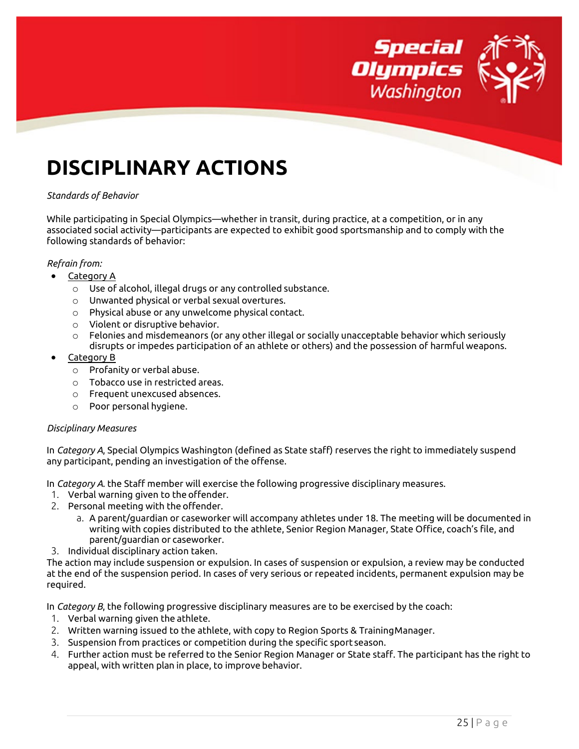# DISCIPLINARY ACTIONS

*Standards of Behavior*

While participating in Special Olympics—whether in transit, during practice, at a competition, or in any associated social activity—participants are expected to exhibit good sportsmanship and to comply with the following standards of behavior:

*Refrain from:*

- Category A
  - Use of alcohol, illegal drugs or any controlled substance.
  - Unwanted physical or verbal sexual overtures.
  - Physical abuse or any unwelcome physical contact.
  - Violent or disruptive behavior.
  - Felonies and misdemeanors (or any other illegal or socially unacceptable behavior which seriously disrupts or impedes participation of an athlete or others) and the possession of harmful weapons.
- Category B
  - Profanity or verbal abuse.
  - Tobacco use in restricted areas.
  - Frequent unexcused absences.
  - Poor personal hygiene.

*Disciplinary Measures*

In *Category A*, Special Olympics Washington (defined as State staff) reserves the right to immediately suspend any participant, pending an investigation of the offense.

In *Category A*. the Staff member will exercise the following progressive disciplinary measures.

1. Verbal warning given to the offender.
2. Personal meeting with the offender.
   a. A parent/guardian or caseworker will accompany athletes under 18. The meeting will be documented in writing with copies distributed to the athlete, Senior Region Manager, State Office, coach's file, and parent/guardian or caseworker.
3. Individual disciplinary action taken.

The action may include suspension or expulsion. In cases of suspension or expulsion, a review may be conducted at the end of the suspension period. In cases of very serious or repeated incidents, permanent expulsion may be required.

In *Category B*, the following progressive disciplinary measures are to be exercised by the coach:

1. Verbal warning given to the athlete.
2. Written warning issued to the athlete, with copy to Region Sports & Training Manager.
3. Suspension from practices or competition during the specific sport season.
4. Further action must be referred to the Senior Region Manager or State staff. The participant has the right to appeal, with written plan in place, to improve behavior.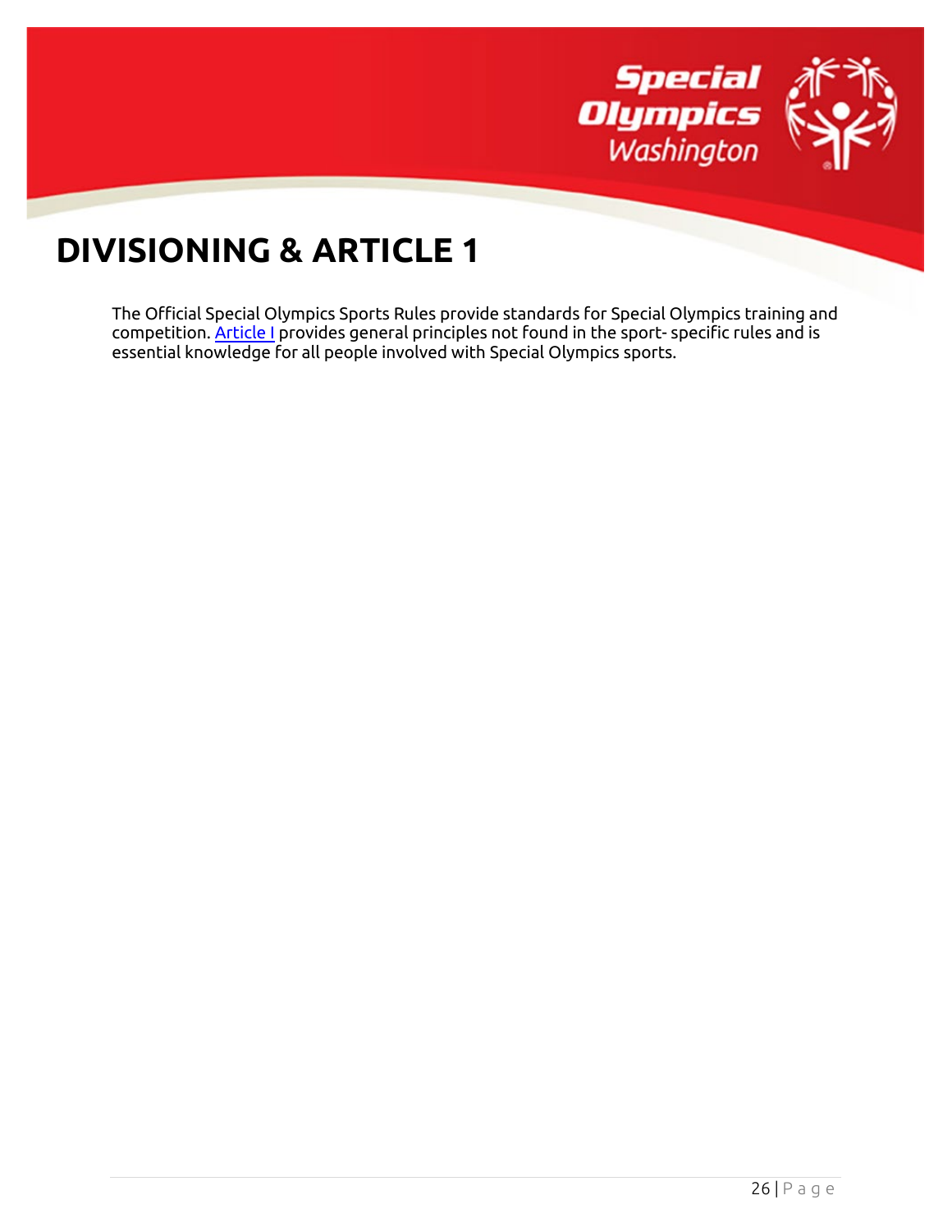# DIVISIONING & ARTICLE 1

The Official Special Olympics Sports Rules provide standards for Special Olympics training and competition. Article I provides general principles not found in the sport- specific rules and is essential knowledge for all people involved with Special Olympics sports.